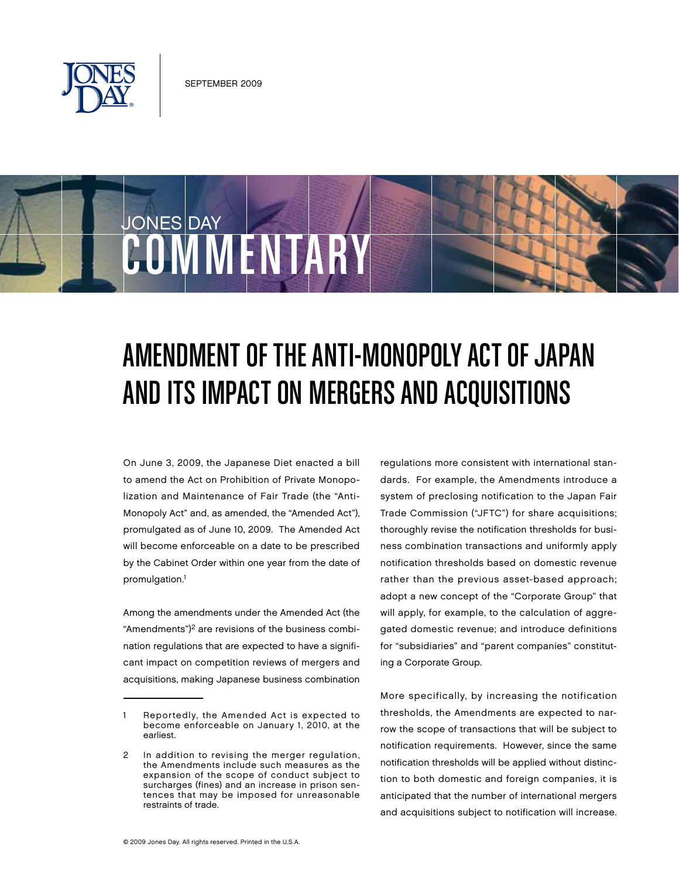SEPTEMBER 2009

JONES DAY COMMENTARY

# AMENDMENT OF THE ANTI-MONOPOLY ACT OF JAPAN AND ITS IMPACT ON MERGERS AND ACQUISITIONS

On June 3, 2009, the Japanese Diet enacted a bill to amend the Act on Prohibition of Private Monopolization and Maintenance of Fair Trade (the "Anti-Monopoly Act" and, as amended, the "Amended Act"), promulgated as of June 10, 2009. The Amended Act will become enforceable on a date to be prescribed by the Cabinet Order within one year from the date of promulgation.[1]

Among the amendments under the Amended Act (the "Amendments")[2] are revisions of the business combination regulations that are expected to have a significant impact on competition reviews of mergers and acquisitions, making Japanese business combination regulations more consistent with international standards. For example, the Amendments introduce a system of preclosing notification to the Japan Fair Trade Commission ("JFTC") for share acquisitions; thoroughly revise the notification thresholds for business combination transactions and uniformly apply notification thresholds based on domestic revenue rather than the previous asset-based approach; adopt a new concept of the "Corporate Group" that will apply, for example, to the calculation of aggregated domestic revenue; and introduce definitions for "subsidiaries" and "parent companies" constituting a Corporate Group.

More specifically, by increasing the notification thresholds, the Amendments are expected to narrow the scope of transactions that will be subject to notification requirements. However, since the same notification thresholds will be applied without distinction to both domestic and foreign companies, it is anticipated that the number of international mergers and acquisitions subject to notification will increase.

---

1 Reportedly, the Amended Act is expected to become enforceable on January 1, 2010, at the earliest.

2 In addition to revising the merger regulation, the Amendments include such measures as the expansion of the scope of conduct subject to surcharges (fines) and an increase in prison sentences that may be imposed for unreasonable restraints of trade.

© 2009 Jones Day. All rights reserved. Printed in the U.S.A.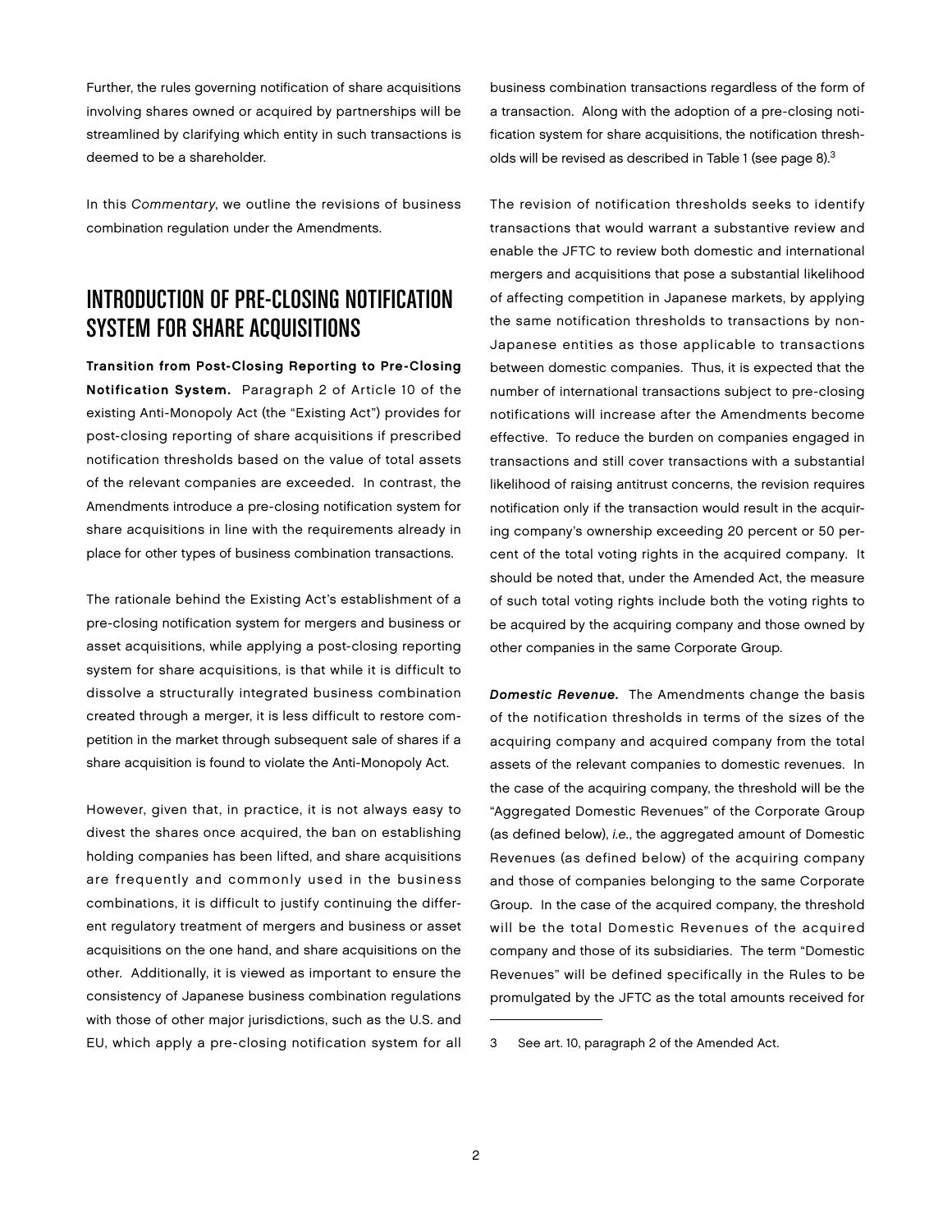Further, the rules governing notification of share acquisitions involving shares owned or acquired by partnerships will be streamlined by clarifying which entity in such transactions is deemed to be a shareholder.

In this *Commentary*, we outline the revisions of business combination regulation under the Amendments.

## INTRODUCTION OF PRE-CLOSING NOTIFICATION SYSTEM FOR SHARE ACQUISITIONS

**Transition from Post-Closing Reporting to Pre-Closing Notification System.** Paragraph 2 of Article 10 of the existing Anti-Monopoly Act (the "Existing Act") provides for post-closing reporting of share acquisitions if prescribed notification thresholds based on the value of total assets of the relevant companies are exceeded. In contrast, the Amendments introduce a pre-closing notification system for share acquisitions in line with the requirements already in place for other types of business combination transactions.

The rationale behind the Existing Act's establishment of a pre-closing notification system for mergers and business or asset acquisitions, while applying a post-closing reporting system for share acquisitions, is that while it is difficult to dissolve a structurally integrated business combination created through a merger, it is less difficult to restore competition in the market through subsequent sale of shares if a share acquisition is found to violate the Anti-Monopoly Act.

However, given that, in practice, it is not always easy to divest the shares once acquired, the ban on establishing holding companies has been lifted, and share acquisitions are frequently and commonly used in the business combinations, it is difficult to justify continuing the different regulatory treatment of mergers and business or asset acquisitions on the one hand, and share acquisitions on the other. Additionally, it is viewed as important to ensure the consistency of Japanese business combination regulations with those of other major jurisdictions, such as the U.S. and EU, which apply a pre-closing notification system for all business combination transactions regardless of the form of a transaction. Along with the adoption of a pre-closing notification system for share acquisitions, the notification thresholds will be revised as described in Table 1 (see page 8).[3]

The revision of notification thresholds seeks to identify transactions that would warrant a substantive review and enable the JFTC to review both domestic and international mergers and acquisitions that pose a substantial likelihood of affecting competition in Japanese markets, by applying the same notification thresholds to transactions by non-Japanese entities as those applicable to transactions between domestic companies. Thus, it is expected that the number of international transactions subject to pre-closing notifications will increase after the Amendments become effective. To reduce the burden on companies engaged in transactions and still cover transactions with a substantial likelihood of raising antitrust concerns, the revision requires notification only if the transaction would result in the acquiring company's ownership exceeding 20 percent or 50 percent of the total voting rights in the acquired company. It should be noted that, under the Amended Act, the measure of such total voting rights include both the voting rights to be acquired by the acquiring company and those owned by other companies in the same Corporate Group.

***Domestic Revenue.*** The Amendments change the basis of the notification thresholds in terms of the sizes of the acquiring company and acquired company from the total assets of the relevant companies to domestic revenues. In the case of the acquiring company, the threshold will be the "Aggregated Domestic Revenues" of the Corporate Group (as defined below), *i.e.*, the aggregated amount of Domestic Revenues (as defined below) of the acquiring company and those of companies belonging to the same Corporate Group. In the case of the acquired company, the threshold will be the total Domestic Revenues of the acquired company and those of its subsidiaries. The term "Domestic Revenues" will be defined specifically in the Rules to be promulgated by the JFTC as the total amounts received for

---

3 See art. 10, paragraph 2 of the Amended Act.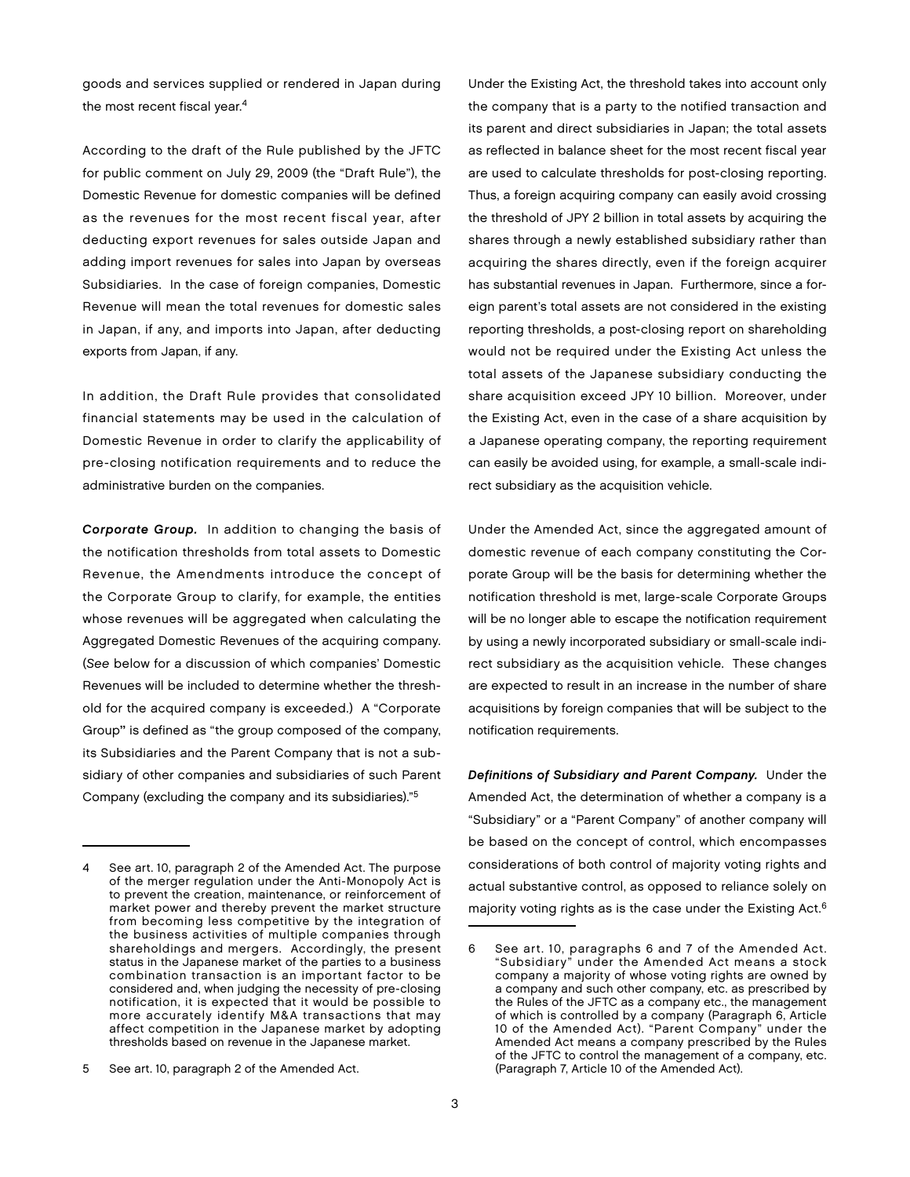goods and services supplied or rendered in Japan during the most recent fiscal year.[4]

According to the draft of the Rule published by the JFTC for public comment on July 29, 2009 (the "Draft Rule"), the Domestic Revenue for domestic companies will be defined as the revenues for the most recent fiscal year, after deducting export revenues for sales outside Japan and adding import revenues for sales into Japan by overseas Subsidiaries. In the case of foreign companies, Domestic Revenue will mean the total revenues for domestic sales in Japan, if any, and imports into Japan, after deducting exports from Japan, if any.

In addition, the Draft Rule provides that consolidated financial statements may be used in the calculation of Domestic Revenue in order to clarify the applicability of pre-closing notification requirements and to reduce the administrative burden on the companies.

***Corporate Group.*** In addition to changing the basis of the notification thresholds from total assets to Domestic Revenue, the Amendments introduce the concept of the Corporate Group to clarify, for example, the entities whose revenues will be aggregated when calculating the Aggregated Domestic Revenues of the acquiring company. (*See* below for a discussion of which companies' Domestic Revenues will be included to determine whether the threshold for the acquired company is exceeded.) A "Corporate Group" is defined as "the group composed of the company, its Subsidiaries and the Parent Company that is not a subsidiary of other companies and subsidiaries of such Parent Company (excluding the company and its subsidiaries)."[5]

Under the Existing Act, the threshold takes into account only the company that is a party to the notified transaction and its parent and direct subsidiaries in Japan; the total assets as reflected in balance sheet for the most recent fiscal year are used to calculate thresholds for post-closing reporting. Thus, a foreign acquiring company can easily avoid crossing the threshold of JPY 2 billion in total assets by acquiring the shares through a newly established subsidiary rather than acquiring the shares directly, even if the foreign acquirer has substantial revenues in Japan. Furthermore, since a foreign parent's total assets are not considered in the existing reporting thresholds, a post-closing report on shareholding would not be required under the Existing Act unless the total assets of the Japanese subsidiary conducting the share acquisition exceed JPY 10 billion. Moreover, under the Existing Act, even in the case of a share acquisition by a Japanese operating company, the reporting requirement can easily be avoided using, for example, a small-scale indirect subsidiary as the acquisition vehicle.

Under the Amended Act, since the aggregated amount of domestic revenue of each company constituting the Corporate Group will be the basis for determining whether the notification threshold is met, large-scale Corporate Groups will be no longer able to escape the notification requirement by using a newly incorporated subsidiary or small-scale indirect subsidiary as the acquisition vehicle. These changes are expected to result in an increase in the number of share acquisitions by foreign companies that will be subject to the notification requirements.

***Definitions of Subsidiary and Parent Company.*** Under the Amended Act, the determination of whether a company is a "Subsidiary" or a "Parent Company" of another company will be based on the concept of control, which encompasses considerations of both control of majority voting rights and actual substantive control, as opposed to reliance solely on majority voting rights as is the case under the Existing Act.[6]

---

4 See art. 10, paragraph 2 of the Amended Act. The purpose of the merger regulation under the Anti-Monopoly Act is to prevent the creation, maintenance, or reinforcement of market power and thereby prevent the market structure from becoming less competitive by the integration of the business activities of multiple companies through shareholdings and mergers. Accordingly, the present status in the Japanese market of the parties to a business combination transaction is an important factor to be considered and, when judging the necessity of pre-closing notification, it is expected that it would be possible to more accurately identify M&A transactions that may affect competition in the Japanese market by adopting thresholds based on revenue in the Japanese market.

5 See art. 10, paragraph 2 of the Amended Act.

6 See art. 10, paragraphs 6 and 7 of the Amended Act. "Subsidiary" under the Amended Act means a stock company a majority of whose voting rights are owned by a company and such other company, etc. as prescribed by the Rules of the JFTC as a company etc., the management of which is controlled by a company (Paragraph 6, Article 10 of the Amended Act). "Parent Company" under the Amended Act means a company prescribed by the Rules of the JFTC to control the management of a company, etc. (Paragraph 7, Article 10 of the Amended Act).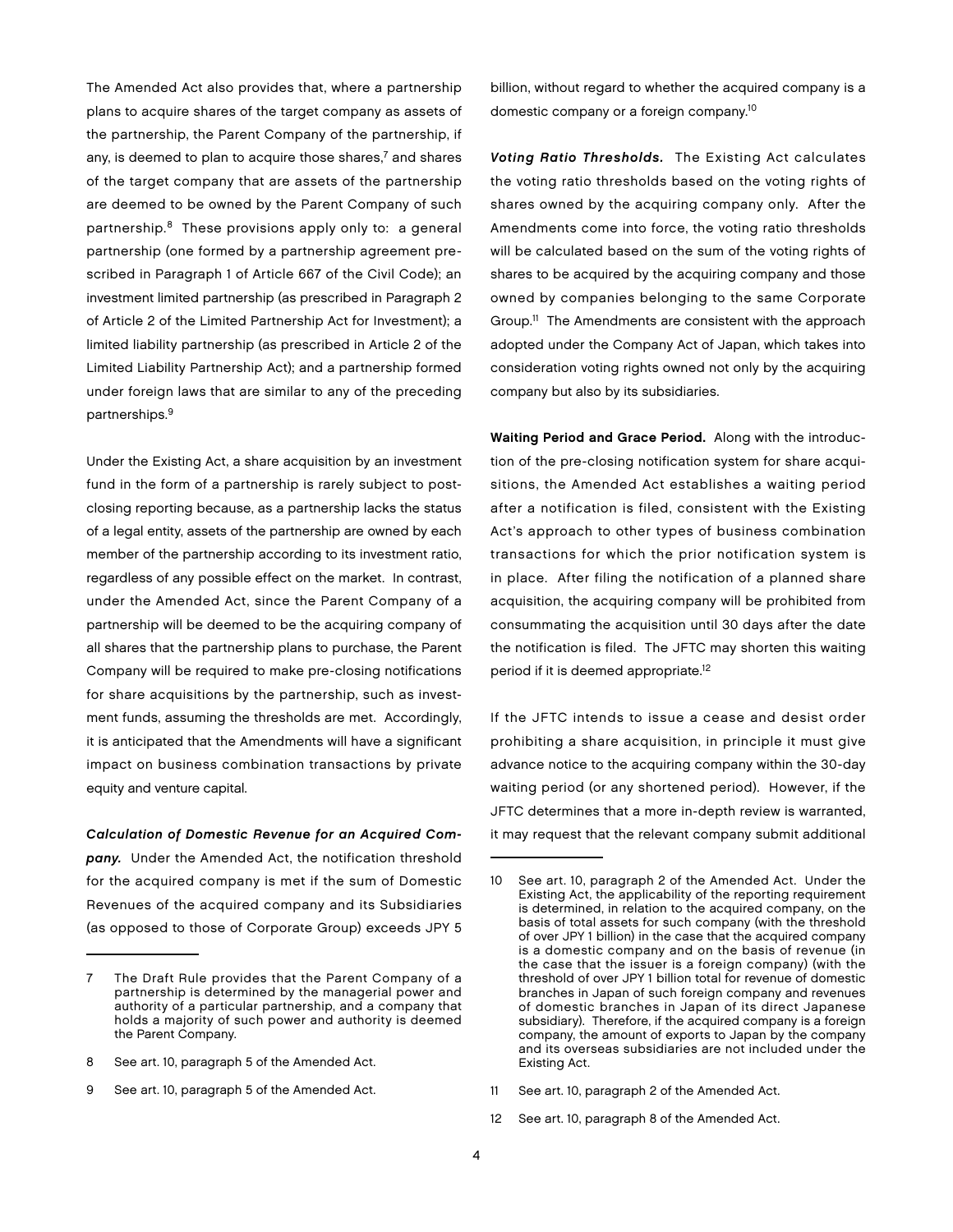The Amended Act also provides that, where a partnership plans to acquire shares of the target company as assets of the partnership, the Parent Company of the partnership, if any, is deemed to plan to acquire those shares,[7] and shares of the target company that are assets of the partnership are deemed to be owned by the Parent Company of such partnership.[8] These provisions apply only to: a general partnership (one formed by a partnership agreement prescribed in Paragraph 1 of Article 667 of the Civil Code); an investment limited partnership (as prescribed in Paragraph 2 of Article 2 of the Limited Partnership Act for Investment); a limited liability partnership (as prescribed in Article 2 of the Limited Liability Partnership Act); and a partnership formed under foreign laws that are similar to any of the preceding partnerships.[9]

Under the Existing Act, a share acquisition by an investment fund in the form of a partnership is rarely subject to post-closing reporting because, as a partnership lacks the status of a legal entity, assets of the partnership are owned by each member of the partnership according to its investment ratio, regardless of any possible effect on the market. In contrast, under the Amended Act, since the Parent Company of a partnership will be deemed to be the acquiring company of all shares that the partnership plans to purchase, the Parent Company will be required to make pre-closing notifications for share acquisitions by the partnership, such as investment funds, assuming the thresholds are met. Accordingly, it is anticipated that the Amendments will have a significant impact on business combination transactions by private equity and venture capital.

***Calculation of Domestic Revenue for an Acquired Company.*** Under the Amended Act, the notification threshold for the acquired company is met if the sum of Domestic Revenues of the acquired company and its Subsidiaries (as opposed to those of Corporate Group) exceeds JPY 5 billion, without regard to whether the acquired company is a domestic company or a foreign company.[10]

***Voting Ratio Thresholds.*** The Existing Act calculates the voting ratio thresholds based on the voting rights of shares owned by the acquiring company only. After the Amendments come into force, the voting ratio thresholds will be calculated based on the sum of the voting rights of shares to be acquired by the acquiring company and those owned by companies belonging to the same Corporate Group.[11] The Amendments are consistent with the approach adopted under the Company Act of Japan, which takes into consideration voting rights owned not only by the acquiring company but also by its subsidiaries.

**Waiting Period and Grace Period.** Along with the introduction of the pre-closing notification system for share acquisitions, the Amended Act establishes a waiting period after a notification is filed, consistent with the Existing Act's approach to other types of business combination transactions for which the prior notification system is in place. After filing the notification of a planned share acquisition, the acquiring company will be prohibited from consummating the acquisition until 30 days after the date the notification is filed. The JFTC may shorten this waiting period if it is deemed appropriate.[12]

If the JFTC intends to issue a cease and desist order prohibiting a share acquisition, in principle it must give advance notice to the acquiring company within the 30-day waiting period (or any shortened period). However, if the JFTC determines that a more in-depth review is warranted, it may request that the relevant company submit additional

---

7 The Draft Rule provides that the Parent Company of a partnership is determined by the managerial power and authority of a particular partnership, and a company that holds a majority of such power and authority is deemed the Parent Company.

8 See art. 10, paragraph 5 of the Amended Act.

9 See art. 10, paragraph 5 of the Amended Act.

10 See art. 10, paragraph 2 of the Amended Act. Under the Existing Act, the applicability of the reporting requirement is determined, in relation to the acquired company, on the basis of total assets for such company (with the threshold of over JPY 1 billion) in the case that the acquired company is a domestic company and on the basis of revenue (in the case that the issuer is a foreign company) (with the threshold of over JPY 1 billion total for revenue of domestic branches in Japan of such foreign company and revenues of domestic branches in Japan of its direct Japanese subsidiary). Therefore, if the acquired company is a foreign company, the amount of exports to Japan by the company and its overseas subsidiaries are not included under the Existing Act.

11 See art. 10, paragraph 2 of the Amended Act.

12 See art. 10, paragraph 8 of the Amended Act.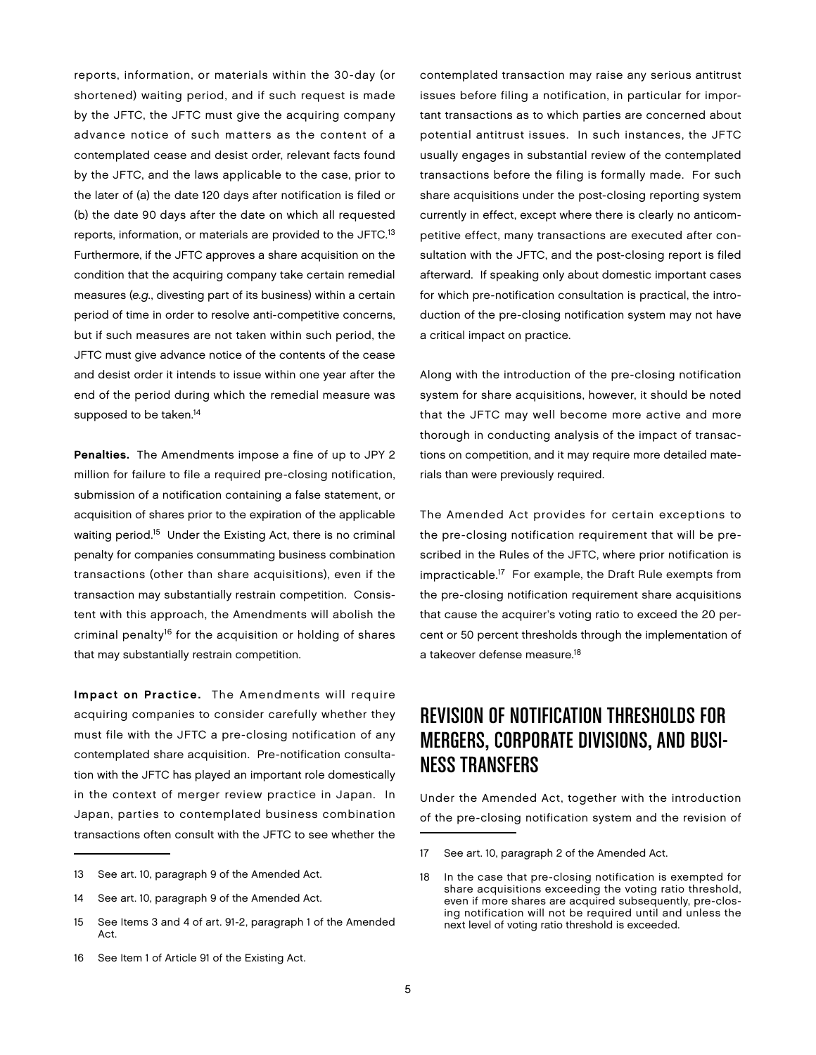reports, information, or materials within the 30-day (or shortened) waiting period, and if such request is made by the JFTC, the JFTC must give the acquiring company advance notice of such matters as the content of a contemplated cease and desist order, relevant facts found by the JFTC, and the laws applicable to the case, prior to the later of (a) the date 120 days after notification is filed or (b) the date 90 days after the date on which all requested reports, information, or materials are provided to the JFTC.[13] Furthermore, if the JFTC approves a share acquisition on the condition that the acquiring company take certain remedial measures (*e.g.*, divesting part of its business) within a certain period of time in order to resolve anti-competitive concerns, but if such measures are not taken within such period, the JFTC must give advance notice of the contents of the cease and desist order it intends to issue within one year after the end of the period during which the remedial measure was supposed to be taken.[14]

**Penalties.** The Amendments impose a fine of up to JPY 2 million for failure to file a required pre-closing notification, submission of a notification containing a false statement, or acquisition of shares prior to the expiration of the applicable waiting period.[15] Under the Existing Act, there is no criminal penalty for companies consummating business combination transactions (other than share acquisitions), even if the transaction may substantially restrain competition. Consistent with this approach, the Amendments will abolish the criminal penalty[16] for the acquisition or holding of shares that may substantially restrain competition.

**Impact on Practice.** The Amendments will require acquiring companies to consider carefully whether they must file with the JFTC a pre-closing notification of any contemplated share acquisition. Pre-notification consultation with the JFTC has played an important role domestically in the context of merger review practice in Japan. In Japan, parties to contemplated business combination transactions often consult with the JFTC to see whether the contemplated transaction may raise any serious antitrust issues before filing a notification, in particular for important transactions as to which parties are concerned about potential antitrust issues. In such instances, the JFTC usually engages in substantial review of the contemplated transactions before the filing is formally made. For such share acquisitions under the post-closing reporting system currently in effect, except where there is clearly no anticompetitive effect, many transactions are executed after consultation with the JFTC, and the post-closing report is filed afterward. If speaking only about domestic important cases for which pre-notification consultation is practical, the introduction of the pre-closing notification system may not have a critical impact on practice.

Along with the introduction of the pre-closing notification system for share acquisitions, however, it should be noted that the JFTC may well become more active and more thorough in conducting analysis of the impact of transactions on competition, and it may require more detailed materials than were previously required.

The Amended Act provides for certain exceptions to the pre-closing notification requirement that will be prescribed in the Rules of the JFTC, where prior notification is impracticable.[17] For example, the Draft Rule exempts from the pre-closing notification requirement share acquisitions that cause the acquirer's voting ratio to exceed the 20 percent or 50 percent thresholds through the implementation of a takeover defense measure.[18]

## REVISION OF NOTIFICATION THRESHOLDS FOR MERGERS, CORPORATE DIVISIONS, AND BUSINESS TRANSFERS

Under the Amended Act, together with the introduction of the pre-closing notification system and the revision of

---

13 See art. 10, paragraph 9 of the Amended Act.

14 See art. 10, paragraph 9 of the Amended Act.

15 See Items 3 and 4 of art. 91-2, paragraph 1 of the Amended Act.

16 See Item 1 of Article 91 of the Existing Act.

17 See art. 10, paragraph 2 of the Amended Act.

18 In the case that pre-closing notification is exempted for share acquisitions exceeding the voting ratio threshold, even if more shares are acquired subsequently, pre-closing notification will not be required until and unless the next level of voting ratio threshold is exceeded.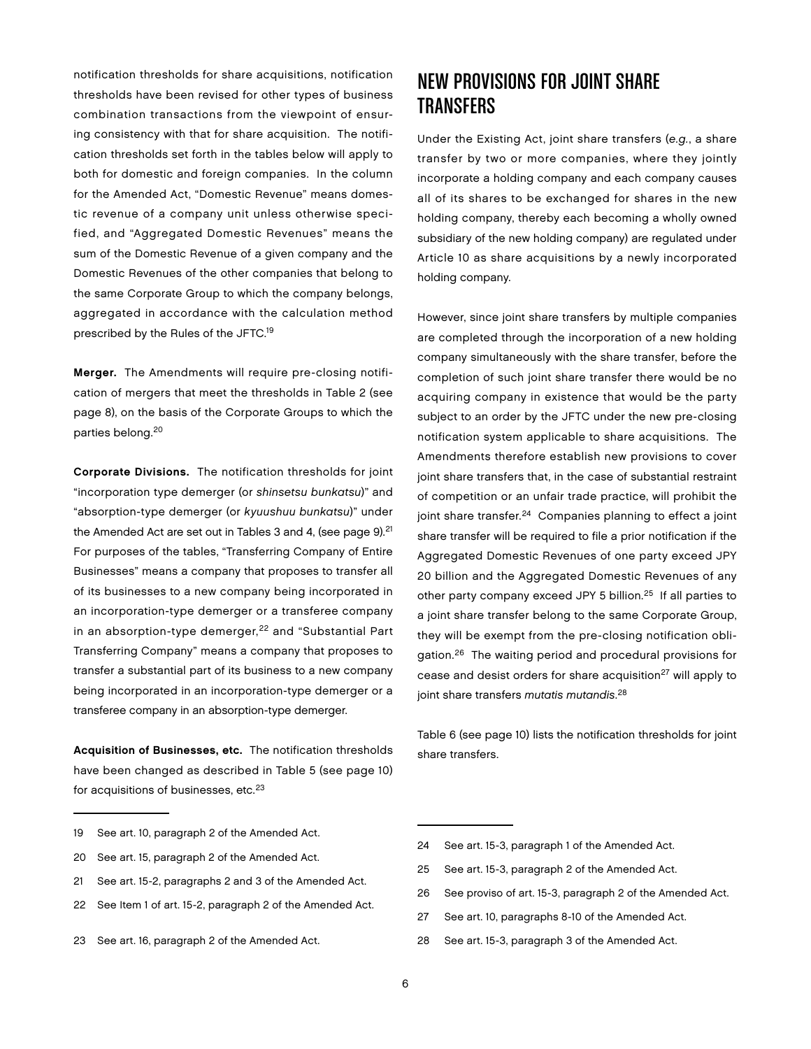notification thresholds for share acquisitions, notification thresholds have been revised for other types of business combination transactions from the viewpoint of ensuring consistency with that for share acquisition. The notification thresholds set forth in the tables below will apply to both for domestic and foreign companies. In the column for the Amended Act, "Domestic Revenue" means domestic revenue of a company unit unless otherwise specified, and "Aggregated Domestic Revenues" means the sum of the Domestic Revenue of a given company and the Domestic Revenues of the other companies that belong to the same Corporate Group to which the company belongs, aggregated in accordance with the calculation method prescribed by the Rules of the JFTC.[19]

**Merger.** The Amendments will require pre-closing notification of mergers that meet the thresholds in Table 2 (see page 8), on the basis of the Corporate Groups to which the parties belong.[20]

**Corporate Divisions.** The notification thresholds for joint "incorporation type demerger (or *shinsetsu bunkatsu*)" and "absorption-type demerger (or *kyuushuu bunkatsu*)" under the Amended Act are set out in Tables 3 and 4, (see page 9).[21] For purposes of the tables, "Transferring Company of Entire Businesses" means a company that proposes to transfer all of its businesses to a new company being incorporated in an incorporation-type demerger or a transferee company in an absorption-type demerger,[22] and "Substantial Part Transferring Company" means a company that proposes to transfer a substantial part of its business to a new company being incorporated in an incorporation-type demerger or a transferee company in an absorption-type demerger.

**Acquisition of Businesses, etc.** The notification thresholds have been changed as described in Table 5 (see page 10) for acquisitions of businesses, etc.[23]

## NEW PROVISIONS FOR JOINT SHARE TRANSFERS

Under the Existing Act, joint share transfers (*e.g.*, a share transfer by two or more companies, where they jointly incorporate a holding company and each company causes all of its shares to be exchanged for shares in the new holding company, thereby each becoming a wholly owned subsidiary of the new holding company) are regulated under Article 10 as share acquisitions by a newly incorporated holding company.

However, since joint share transfers by multiple companies are completed through the incorporation of a new holding company simultaneously with the share transfer, before the completion of such joint share transfer there would be no acquiring company in existence that would be the party subject to an order by the JFTC under the new pre-closing notification system applicable to share acquisitions. The Amendments therefore establish new provisions to cover joint share transfers that, in the case of substantial restraint of competition or an unfair trade practice, will prohibit the joint share transfer.[24] Companies planning to effect a joint share transfer will be required to file a prior notification if the Aggregated Domestic Revenues of one party exceed JPY 20 billion and the Aggregated Domestic Revenues of any other party company exceed JPY 5 billion.[25] If all parties to a joint share transfer belong to the same Corporate Group, they will be exempt from the pre-closing notification obligation.[26] The waiting period and procedural provisions for cease and desist orders for share acquisition[27] will apply to joint share transfers *mutatis mutandis*.[28]

Table 6 (see page 10) lists the notification thresholds for joint share transfers.

---

19 See art. 10, paragraph 2 of the Amended Act.

20 See art. 15, paragraph 2 of the Amended Act.

21 See art. 15-2, paragraphs 2 and 3 of the Amended Act.

22 See Item 1 of art. 15-2, paragraph 2 of the Amended Act.

23 See art. 16, paragraph 2 of the Amended Act.

24 See art. 15-3, paragraph 1 of the Amended Act.

25 See art. 15-3, paragraph 2 of the Amended Act.

26 See proviso of art. 15-3, paragraph 2 of the Amended Act.

27 See art. 10, paragraphs 8-10 of the Amended Act.

28 See art. 15-3, paragraph 3 of the Amended Act.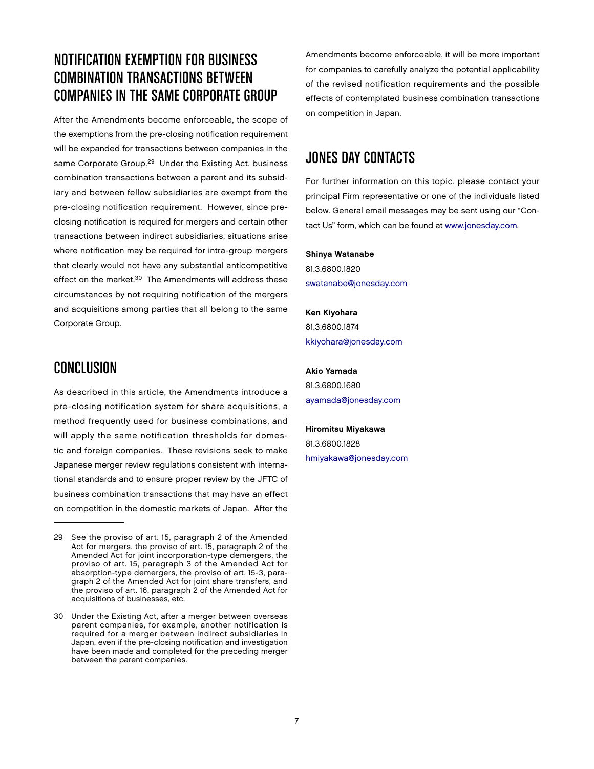## NOTIFICATION EXEMPTION FOR BUSINESS COMBINATION TRANSACTIONS BETWEEN COMPANIES IN THE SAME CORPORATE GROUP

After the Amendments become enforceable, the scope of the exemptions from the pre-closing notification requirement will be expanded for transactions between companies in the same Corporate Group.[29] Under the Existing Act, business combination transactions between a parent and its subsidiary and between fellow subsidiaries are exempt from the pre-closing notification requirement. However, since pre-closing notification is required for mergers and certain other transactions between indirect subsidiaries, situations arise where notification may be required for intra-group mergers that clearly would not have any substantial anticompetitive effect on the market.[30] The Amendments will address these circumstances by not requiring notification of the mergers and acquisitions among parties that all belong to the same Corporate Group.

## CONCLUSION

As described in this article, the Amendments introduce a pre-closing notification system for share acquisitions, a method frequently used for business combinations, and will apply the same notification thresholds for domestic and foreign companies. These revisions seek to make Japanese merger review regulations consistent with international standards and to ensure proper review by the JFTC of business combination transactions that may have an effect on competition in the domestic markets of Japan. After the Amendments become enforceable, it will be more important for companies to carefully analyze the potential applicability of the revised notification requirements and the possible effects of contemplated business combination transactions on competition in Japan.

## JONES DAY CONTACTS

For further information on this topic, please contact your principal Firm representative or one of the individuals listed below. General email messages may be sent using our "Contact Us" form, which can be found at www.jonesday.com.

**Shinya Watanabe**
81.3.6800.1820
swatanabe@jonesday.com

**Ken Kiyohara**
81.3.6800.1874
kkiyohara@jonesday.com

**Akio Yamada**
81.3.6800.1680
ayamada@jonesday.com

**Hiromitsu Miyakawa**
81.3.6800.1828
hmiyakawa@jonesday.com

---

29 See the proviso of art. 15, paragraph 2 of the Amended Act for mergers, the proviso of art. 15, paragraph 2 of the Amended Act for joint incorporation-type demergers, the proviso of art. 15, paragraph 3 of the Amended Act for absorption-type demergers, the proviso of art. 15-3, paragraph 2 of the Amended Act for joint share transfers, and the proviso of art. 16, paragraph 2 of the Amended Act for acquisitions of businesses, etc.

30 Under the Existing Act, after a merger between overseas parent companies, for example, another notification is required for a merger between indirect subsidiaries in Japan, even if the pre-closing notification and investigation have been made and completed for the preceding merger between the parent companies.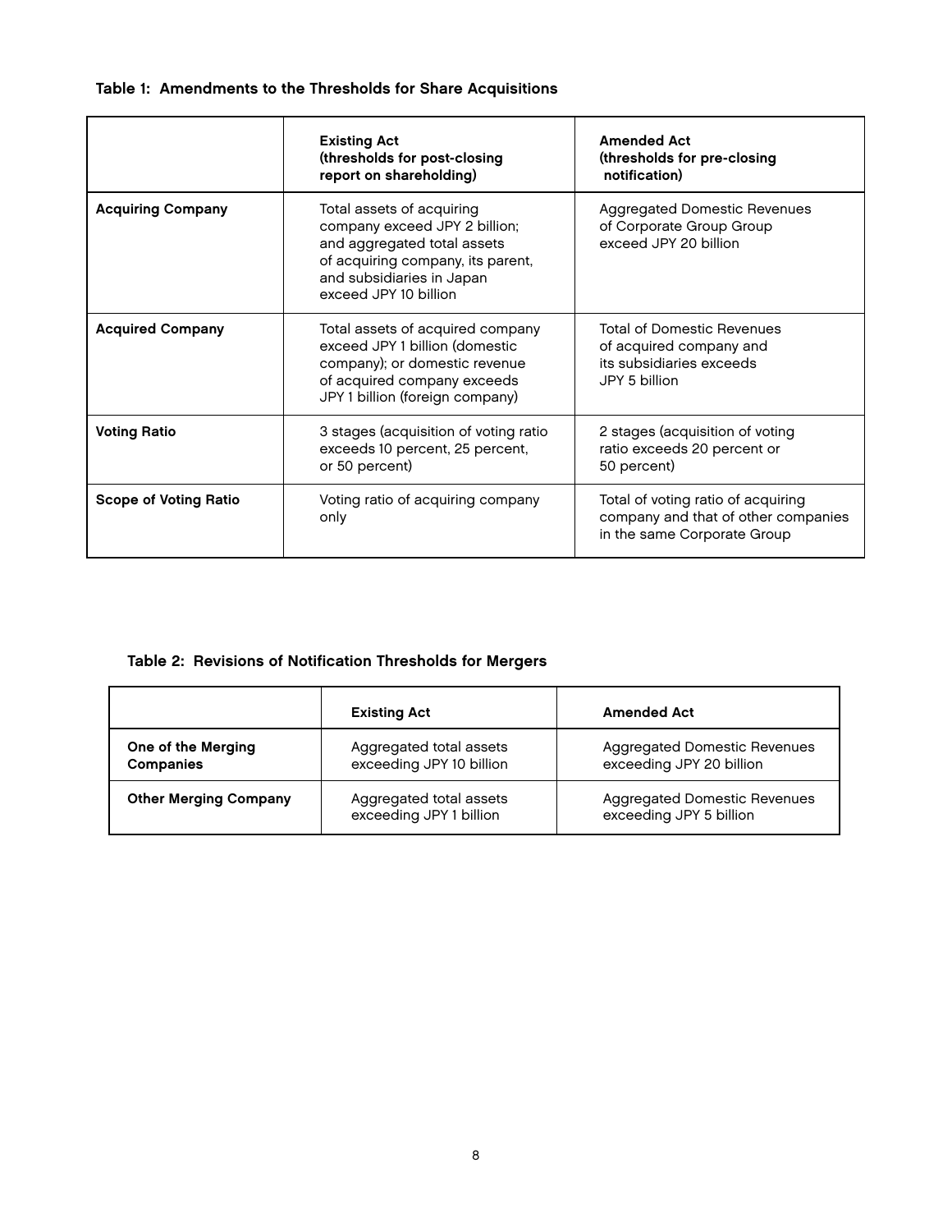**Table 1: Amendments to the Thresholds for Share Acquisitions**

| | Existing Act (thresholds for post-closing report on shareholding) | Amended Act (thresholds for pre-closing notification) |
|---|---|---|
| **Acquiring Company** | Total assets of acquiring company exceed JPY 2 billion; and aggregated total assets of acquiring company, its parent, and subsidiaries in Japan exceed JPY 10 billion | Aggregated Domestic Revenues of Corporate Group Group exceed JPY 20 billion |
| **Acquired Company** | Total assets of acquired company exceed JPY 1 billion (domestic company); or domestic revenue of acquired company exceeds JPY 1 billion (foreign company) | Total of Domestic Revenues of acquired company and its subsidiaries exceeds JPY 5 billion |
| **Voting Ratio** | 3 stages (acquisition of voting ratio exceeds 10 percent, 25 percent, or 50 percent) | 2 stages (acquisition of voting ratio exceeds 20 percent or 50 percent) |
| **Scope of Voting Ratio** | Voting ratio of acquiring company only | Total of voting ratio of acquiring company and that of other companies in the same Corporate Group |

**Table 2: Revisions of Notification Thresholds for Mergers**

| | Existing Act | Amended Act |
|---|---|---|
| **One of the Merging Companies** | Aggregated total assets exceeding JPY 10 billion | Aggregated Domestic Revenues exceeding JPY 20 billion |
| **Other Merging Company** | Aggregated total assets exceeding JPY 1 billion | Aggregated Domestic Revenues exceeding JPY 5 billion |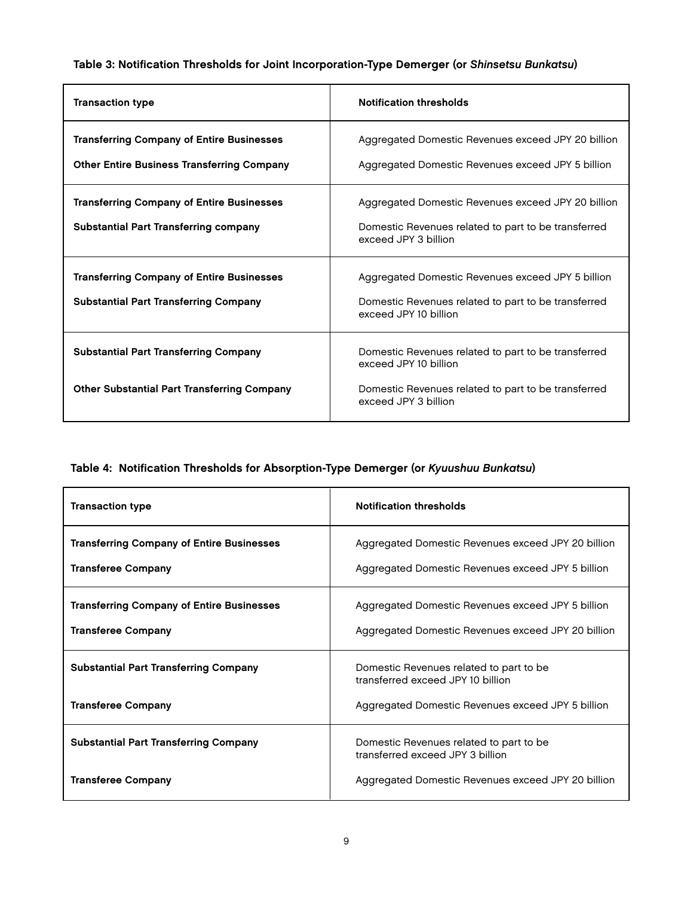**Table 3: Notification Thresholds for Joint Incorporation-Type Demerger (or *Shinsetsu Bunkatsu*)**

| Transaction type | Notification thresholds |
| --- | --- |
| **Transferring Company of Entire Businesses** | Aggregated Domestic Revenues exceed JPY 20 billion |
| **Other Entire Business Transferring Company** | Aggregated Domestic Revenues exceed JPY 5 billion |
| **Transferring Company of Entire Businesses** | Aggregated Domestic Revenues exceed JPY 20 billion |
| **Substantial Part Transferring company** | Domestic Revenues related to part to be transferred exceed JPY 3 billion |
| **Transferring Company of Entire Businesses** | Aggregated Domestic Revenues exceed JPY 5 billion |
| **Substantial Part Transferring Company** | Domestic Revenues related to part to be transferred exceed JPY 10 billion |
| **Substantial Part Transferring Company** | Domestic Revenues related to part to be transferred exceed JPY 10 billion |
| **Other Substantial Part Transferring Company** | Domestic Revenues related to part to be transferred exceed JPY 3 billion |

**Table 4: Notification Thresholds for Absorption-Type Demerger (or *Kyuushuu Bunkatsu*)**

| Transaction type | Notification thresholds |
| --- | --- |
| **Transferring Company of Entire Businesses** | Aggregated Domestic Revenues exceed JPY 20 billion |
| **Transferee Company** | Aggregated Domestic Revenues exceed JPY 5 billion |
| **Transferring Company of Entire Businesses** | Aggregated Domestic Revenues exceed JPY 5 billion |
| **Transferee Company** | Aggregated Domestic Revenues exceed JPY 20 billion |
| **Substantial Part Transferring Company** | Domestic Revenues related to part to be transferred exceed JPY 10 billion |
| **Transferee Company** | Aggregated Domestic Revenues exceed JPY 5 billion |
| **Substantial Part Transferring Company** | Domestic Revenues related to part to be transferred exceed JPY 3 billion |
| **Transferee Company** | Aggregated Domestic Revenues exceed JPY 20 billion |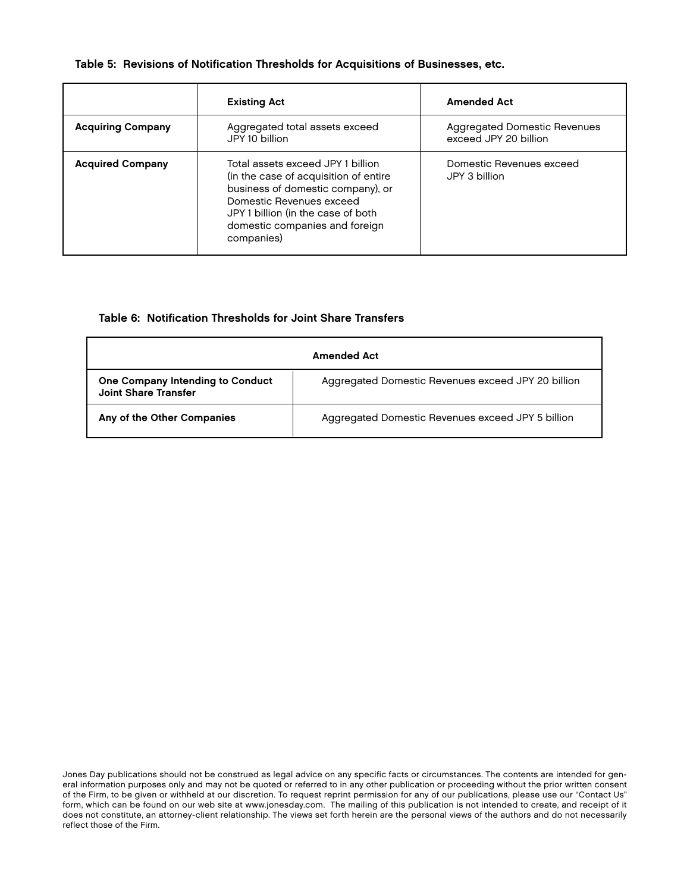**Table 5: Revisions of Notification Thresholds for Acquisitions of Businesses, etc.**

| | Existing Act | Amended Act |
|---|---|---|
| **Acquiring Company** | Aggregated total assets exceed JPY 10 billion | Aggregated Domestic Revenues exceed JPY 20 billion |
| **Acquired Company** | Total assets exceed JPY 1 billion (in the case of acquisition of entire business of domestic company), or Domestic Revenues exceed JPY 1 billion (in the case of both domestic companies and foreign companies) | Domestic Revenues exceed JPY 3 billion |

**Table 6: Notification Thresholds for Joint Share Transfers**

| Amended Act | |
|---|---|
| **One Company Intending to Conduct Joint Share Transfer** | Aggregated Domestic Revenues exceed JPY 20 billion |
| **Any of the Other Companies** | Aggregated Domestic Revenues exceed JPY 5 billion |

Jones Day publications should not be construed as legal advice on any specific facts or circumstances. The contents are intended for general information purposes only and may not be quoted or referred to in any other publication or proceeding without the prior written consent of the Firm, to be given or withheld at our discretion. To request reprint permission for any of our publications, please use our "Contact Us" form, which can be found on our web site at www.jonesday.com. The mailing of this publication is not intended to create, and receipt of it does not constitute, an attorney-client relationship. The views set forth herein are the personal views of the authors and do not necessarily reflect those of the Firm.